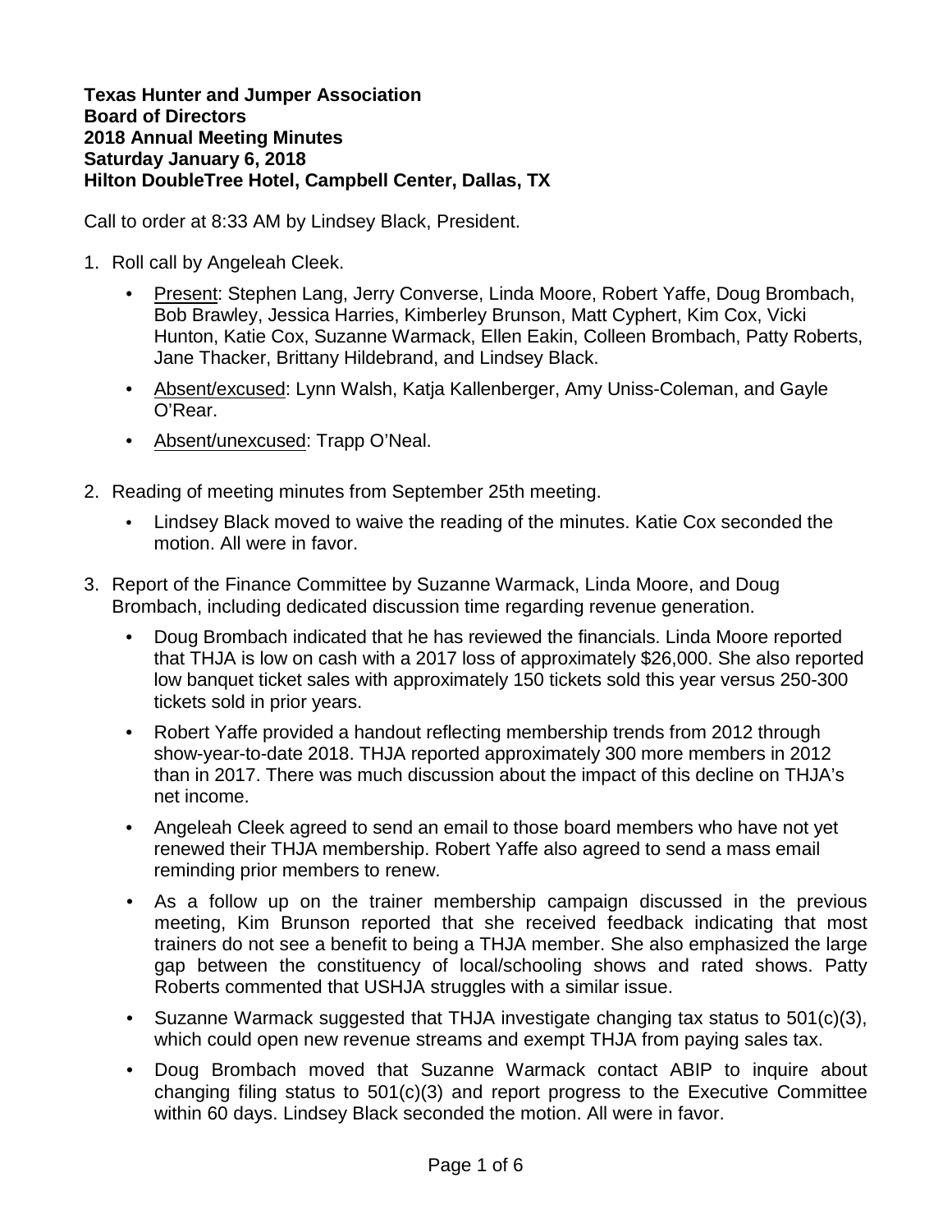**Texas Hunter and Jumper Association**
**Board of Directors**
**2018 Annual Meeting Minutes**
**Saturday January 6, 2018**
**Hilton DoubleTree Hotel, Campbell Center, Dallas, TX**

Call to order at 8:33 AM by Lindsey Black, President.

1. Roll call by Angeleah Cleek.
   - Present: Stephen Lang, Jerry Converse, Linda Moore, Robert Yaffe, Doug Brombach, Bob Brawley, Jessica Harries, Kimberley Brunson, Matt Cyphert, Kim Cox, Vicki Hunton, Katie Cox, Suzanne Warmack, Ellen Eakin, Colleen Brombach, Patty Roberts, Jane Thacker, Brittany Hildebrand, and Lindsey Black.
   - Absent/excused: Lynn Walsh, Katja Kallenberger, Amy Uniss-Coleman, and Gayle O'Rear.
   - Absent/unexcused: Trapp O'Neal.

2. Reading of meeting minutes from September 25th meeting.
   - Lindsey Black moved to waive the reading of the minutes. Katie Cox seconded the motion. All were in favor.

3. Report of the Finance Committee by Suzanne Warmack, Linda Moore, and Doug Brombach, including dedicated discussion time regarding revenue generation.
   - Doug Brombach indicated that he has reviewed the financials. Linda Moore reported that THJA is low on cash with a 2017 loss of approximately $26,000. She also reported low banquet ticket sales with approximately 150 tickets sold this year versus 250-300 tickets sold in prior years.
   - Robert Yaffe provided a handout reflecting membership trends from 2012 through show-year-to-date 2018. THJA reported approximately 300 more members in 2012 than in 2017. There was much discussion about the impact of this decline on THJA's net income.
   - Angeleah Cleek agreed to send an email to those board members who have not yet renewed their THJA membership. Robert Yaffe also agreed to send a mass email reminding prior members to renew.
   - As a follow up on the trainer membership campaign discussed in the previous meeting, Kim Brunson reported that she received feedback indicating that most trainers do not see a benefit to being a THJA member. She also emphasized the large gap between the constituency of local/schooling shows and rated shows. Patty Roberts commented that USHJA struggles with a similar issue.
   - Suzanne Warmack suggested that THJA investigate changing tax status to 501(c)(3), which could open new revenue streams and exempt THJA from paying sales tax.
   - Doug Brombach moved that Suzanne Warmack contact ABIP to inquire about changing filing status to 501(c)(3) and report progress to the Executive Committee within 60 days. Lindsey Black seconded the motion. All were in favor.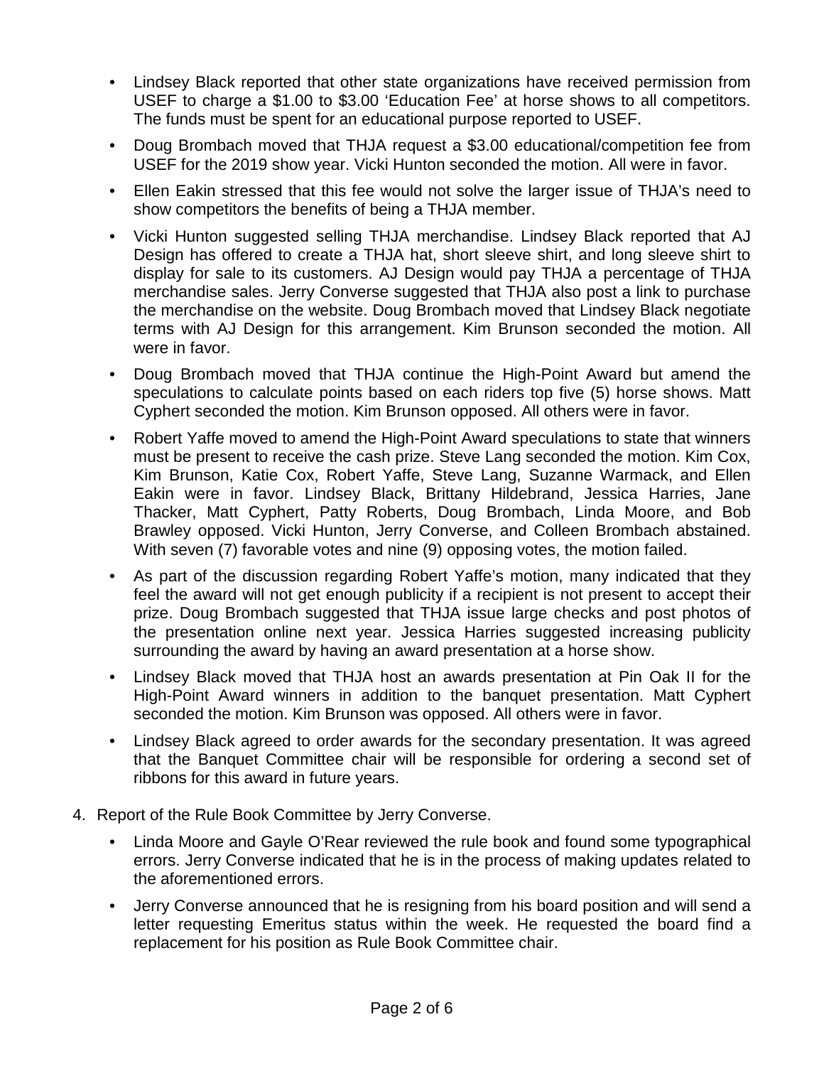- Lindsey Black reported that other state organizations have received permission from USEF to charge a $1.00 to $3.00 'Education Fee' at horse shows to all competitors. The funds must be spent for an educational purpose reported to USEF.
- Doug Brombach moved that THJA request a $3.00 educational/competition fee from USEF for the 2019 show year. Vicki Hunton seconded the motion. All were in favor.
- Ellen Eakin stressed that this fee would not solve the larger issue of THJA's need to show competitors the benefits of being a THJA member.
- Vicki Hunton suggested selling THJA merchandise. Lindsey Black reported that AJ Design has offered to create a THJA hat, short sleeve shirt, and long sleeve shirt to display for sale to its customers. AJ Design would pay THJA a percentage of THJA merchandise sales. Jerry Converse suggested that THJA also post a link to purchase the merchandise on the website. Doug Brombach moved that Lindsey Black negotiate terms with AJ Design for this arrangement. Kim Brunson seconded the motion. All were in favor.
- Doug Brombach moved that THJA continue the High-Point Award but amend the speculations to calculate points based on each riders top five (5) horse shows. Matt Cyphert seconded the motion. Kim Brunson opposed. All others were in favor.
- Robert Yaffe moved to amend the High-Point Award speculations to state that winners must be present to receive the cash prize. Steve Lang seconded the motion. Kim Cox, Kim Brunson, Katie Cox, Robert Yaffe, Steve Lang, Suzanne Warmack, and Ellen Eakin were in favor. Lindsey Black, Brittany Hildebrand, Jessica Harries, Jane Thacker, Matt Cyphert, Patty Roberts, Doug Brombach, Linda Moore, and Bob Brawley opposed. Vicki Hunton, Jerry Converse, and Colleen Brombach abstained. With seven (7) favorable votes and nine (9) opposing votes, the motion failed.
- As part of the discussion regarding Robert Yaffe's motion, many indicated that they feel the award will not get enough publicity if a recipient is not present to accept their prize. Doug Brombach suggested that THJA issue large checks and post photos of the presentation online next year. Jessica Harries suggested increasing publicity surrounding the award by having an award presentation at a horse show.
- Lindsey Black moved that THJA host an awards presentation at Pin Oak II for the High-Point Award winners in addition to the banquet presentation. Matt Cyphert seconded the motion. Kim Brunson was opposed. All others were in favor.
- Lindsey Black agreed to order awards for the secondary presentation. It was agreed that the Banquet Committee chair will be responsible for ordering a second set of ribbons for this award in future years.

4. Report of the Rule Book Committee by Jerry Converse.

    - Linda Moore and Gayle O'Rear reviewed the rule book and found some typographical errors. Jerry Converse indicated that he is in the process of making updates related to the aforementioned errors.
    - Jerry Converse announced that he is resigning from his board position and will send a letter requesting Emeritus status within the week. He requested the board find a replacement for his position as Rule Book Committee chair.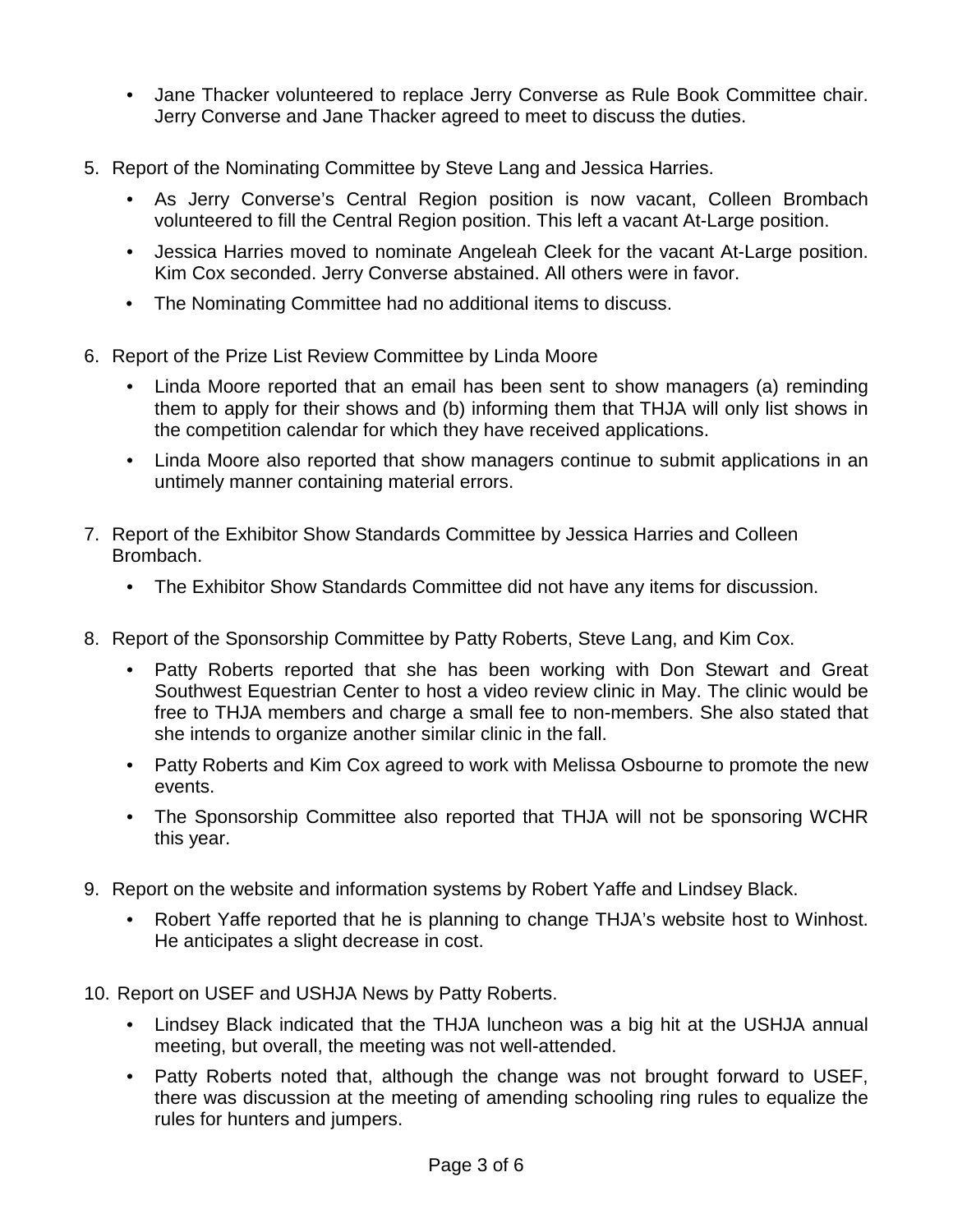- Jane Thacker volunteered to replace Jerry Converse as Rule Book Committee chair. Jerry Converse and Jane Thacker agreed to meet to discuss the duties.

5. Report of the Nominating Committee by Steve Lang and Jessica Harries.
   - As Jerry Converse's Central Region position is now vacant, Colleen Brombach volunteered to fill the Central Region position. This left a vacant At-Large position.
   - Jessica Harries moved to nominate Angeleah Cleek for the vacant At-Large position. Kim Cox seconded. Jerry Converse abstained. All others were in favor.
   - The Nominating Committee had no additional items to discuss.

6. Report of the Prize List Review Committee by Linda Moore
   - Linda Moore reported that an email has been sent to show managers (a) reminding them to apply for their shows and (b) informing them that THJA will only list shows in the competition calendar for which they have received applications.
   - Linda Moore also reported that show managers continue to submit applications in an untimely manner containing material errors.

7. Report of the Exhibitor Show Standards Committee by Jessica Harries and Colleen Brombach.
   - The Exhibitor Show Standards Committee did not have any items for discussion.

8. Report of the Sponsorship Committee by Patty Roberts, Steve Lang, and Kim Cox.
   - Patty Roberts reported that she has been working with Don Stewart and Great Southwest Equestrian Center to host a video review clinic in May. The clinic would be free to THJA members and charge a small fee to non-members. She also stated that she intends to organize another similar clinic in the fall.
   - Patty Roberts and Kim Cox agreed to work with Melissa Osbourne to promote the new events.
   - The Sponsorship Committee also reported that THJA will not be sponsoring WCHR this year.

9. Report on the website and information systems by Robert Yaffe and Lindsey Black.
   - Robert Yaffe reported that he is planning to change THJA's website host to Winhost. He anticipates a slight decrease in cost.

10. Report on USEF and USHJA News by Patty Roberts.
    - Lindsey Black indicated that the THJA luncheon was a big hit at the USHJA annual meeting, but overall, the meeting was not well-attended.
    - Patty Roberts noted that, although the change was not brought forward to USEF, there was discussion at the meeting of amending schooling ring rules to equalize the rules for hunters and jumpers.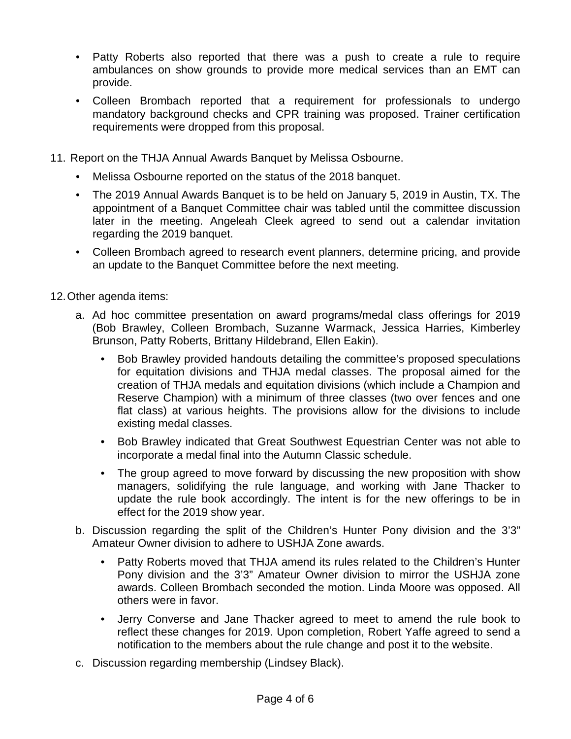- Patty Roberts also reported that there was a push to create a rule to require ambulances on show grounds to provide more medical services than an EMT can provide.
- Colleen Brombach reported that a requirement for professionals to undergo mandatory background checks and CPR training was proposed. Trainer certification requirements were dropped from this proposal.

11. Report on the THJA Annual Awards Banquet by Melissa Osbourne.
    - Melissa Osbourne reported on the status of the 2018 banquet.
    - The 2019 Annual Awards Banquet is to be held on January 5, 2019 in Austin, TX. The appointment of a Banquet Committee chair was tabled until the committee discussion later in the meeting. Angeleah Cleek agreed to send out a calendar invitation regarding the 2019 banquet.
    - Colleen Brombach agreed to research event planners, determine pricing, and provide an update to the Banquet Committee before the next meeting.

12. Other agenda items:
    a. Ad hoc committee presentation on award programs/medal class offerings for 2019 (Bob Brawley, Colleen Brombach, Suzanne Warmack, Jessica Harries, Kimberley Brunson, Patty Roberts, Brittany Hildebrand, Ellen Eakin).
       - Bob Brawley provided handouts detailing the committee's proposed speculations for equitation divisions and THJA medal classes. The proposal aimed for the creation of THJA medals and equitation divisions (which include a Champion and Reserve Champion) with a minimum of three classes (two over fences and one flat class) at various heights. The provisions allow for the divisions to include existing medal classes.
       - Bob Brawley indicated that Great Southwest Equestrian Center was not able to incorporate a medal final into the Autumn Classic schedule.
       - The group agreed to move forward by discussing the new proposition with show managers, solidifying the rule language, and working with Jane Thacker to update the rule book accordingly. The intent is for the new offerings to be in effect for the 2019 show year.

    b. Discussion regarding the split of the Children's Hunter Pony division and the 3'3" Amateur Owner division to adhere to USHJA Zone awards.
       - Patty Roberts moved that THJA amend its rules related to the Children's Hunter Pony division and the 3'3" Amateur Owner division to mirror the USHJA zone awards. Colleen Brombach seconded the motion. Linda Moore was opposed. All others were in favor.
       - Jerry Converse and Jane Thacker agreed to meet to amend the rule book to reflect these changes for 2019. Upon completion, Robert Yaffe agreed to send a notification to the members about the rule change and post it to the website.

    c. Discussion regarding membership (Lindsey Black).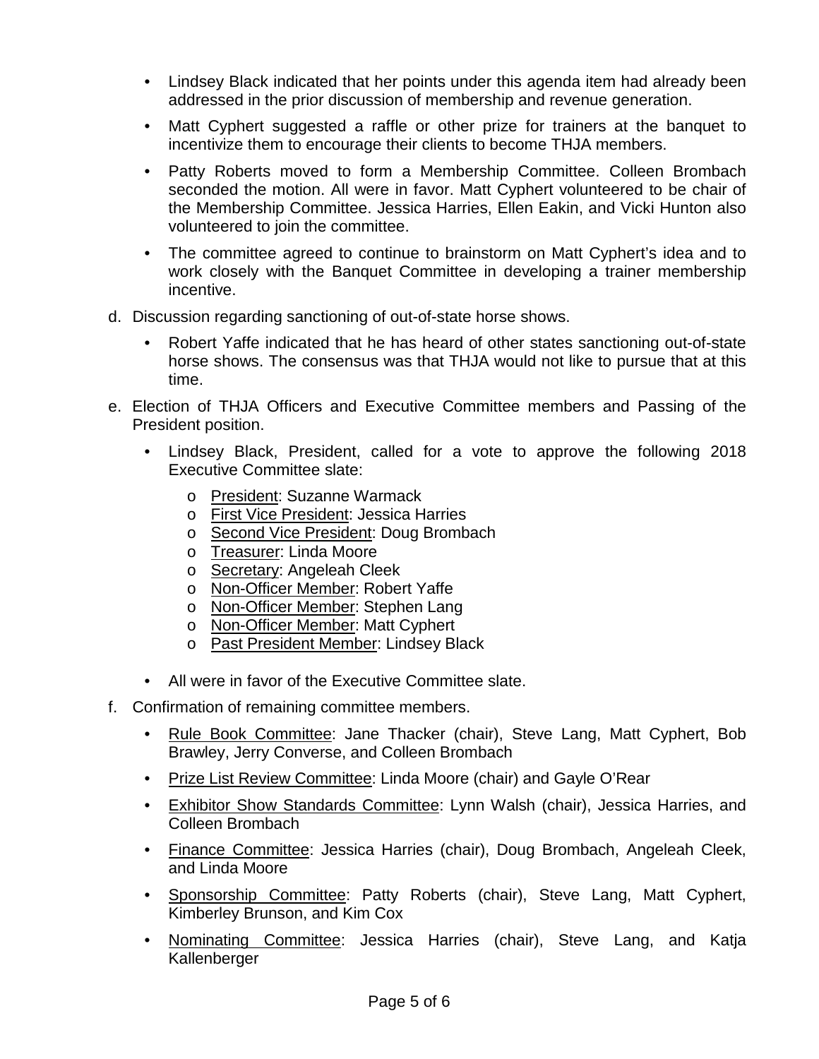- Lindsey Black indicated that her points under this agenda item had already been addressed in the prior discussion of membership and revenue generation.
- Matt Cyphert suggested a raffle or other prize for trainers at the banquet to incentivize them to encourage their clients to become THJA members.
- Patty Roberts moved to form a Membership Committee. Colleen Brombach seconded the motion. All were in favor. Matt Cyphert volunteered to be chair of the Membership Committee. Jessica Harries, Ellen Eakin, and Vicki Hunton also volunteered to join the committee.
- The committee agreed to continue to brainstorm on Matt Cyphert's idea and to work closely with the Banquet Committee in developing a trainer membership incentive.

d. Discussion regarding sanctioning of out-of-state horse shows.

- Robert Yaffe indicated that he has heard of other states sanctioning out-of-state horse shows. The consensus was that THJA would not like to pursue that at this time.

e. Election of THJA Officers and Executive Committee members and Passing of the President position.

- Lindsey Black, President, called for a vote to approve the following 2018 Executive Committee slate:
  - President: Suzanne Warmack
  - First Vice President: Jessica Harries
  - Second Vice President: Doug Brombach
  - Treasurer: Linda Moore
  - Secretary: Angeleah Cleek
  - Non-Officer Member: Robert Yaffe
  - Non-Officer Member: Stephen Lang
  - Non-Officer Member: Matt Cyphert
  - Past President Member: Lindsey Black
- All were in favor of the Executive Committee slate.

f. Confirmation of remaining committee members.

- Rule Book Committee: Jane Thacker (chair), Steve Lang, Matt Cyphert, Bob Brawley, Jerry Converse, and Colleen Brombach
- Prize List Review Committee: Linda Moore (chair) and Gayle O'Rear
- Exhibitor Show Standards Committee: Lynn Walsh (chair), Jessica Harries, and Colleen Brombach
- Finance Committee: Jessica Harries (chair), Doug Brombach, Angeleah Cleek, and Linda Moore
- Sponsorship Committee: Patty Roberts (chair), Steve Lang, Matt Cyphert, Kimberley Brunson, and Kim Cox
- Nominating Committee: Jessica Harries (chair), Steve Lang, and Katja Kallenberger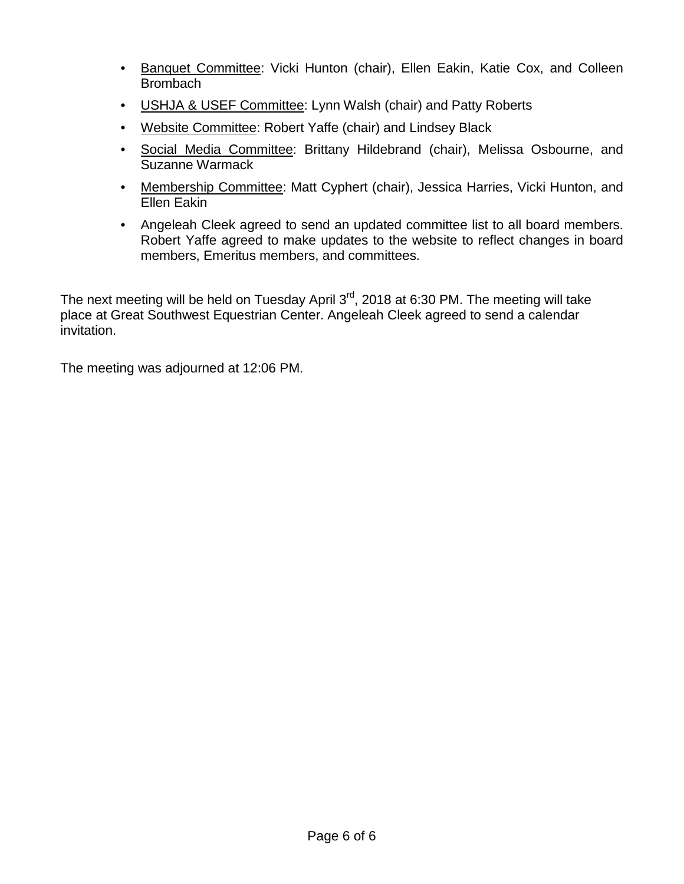- Banquet Committee: Vicki Hunton (chair), Ellen Eakin, Katie Cox, and Colleen Brombach
- USHJA & USEF Committee: Lynn Walsh (chair) and Patty Roberts
- Website Committee: Robert Yaffe (chair) and Lindsey Black
- Social Media Committee: Brittany Hildebrand (chair), Melissa Osbourne, and Suzanne Warmack
- Membership Committee: Matt Cyphert (chair), Jessica Harries, Vicki Hunton, and Ellen Eakin
- Angeleah Cleek agreed to send an updated committee list to all board members. Robert Yaffe agreed to make updates to the website to reflect changes in board members, Emeritus members, and committees.

The next meeting will be held on Tuesday April 3rd, 2018 at 6:30 PM. The meeting will take place at Great Southwest Equestrian Center. Angeleah Cleek agreed to send a calendar invitation.

The meeting was adjourned at 12:06 PM.